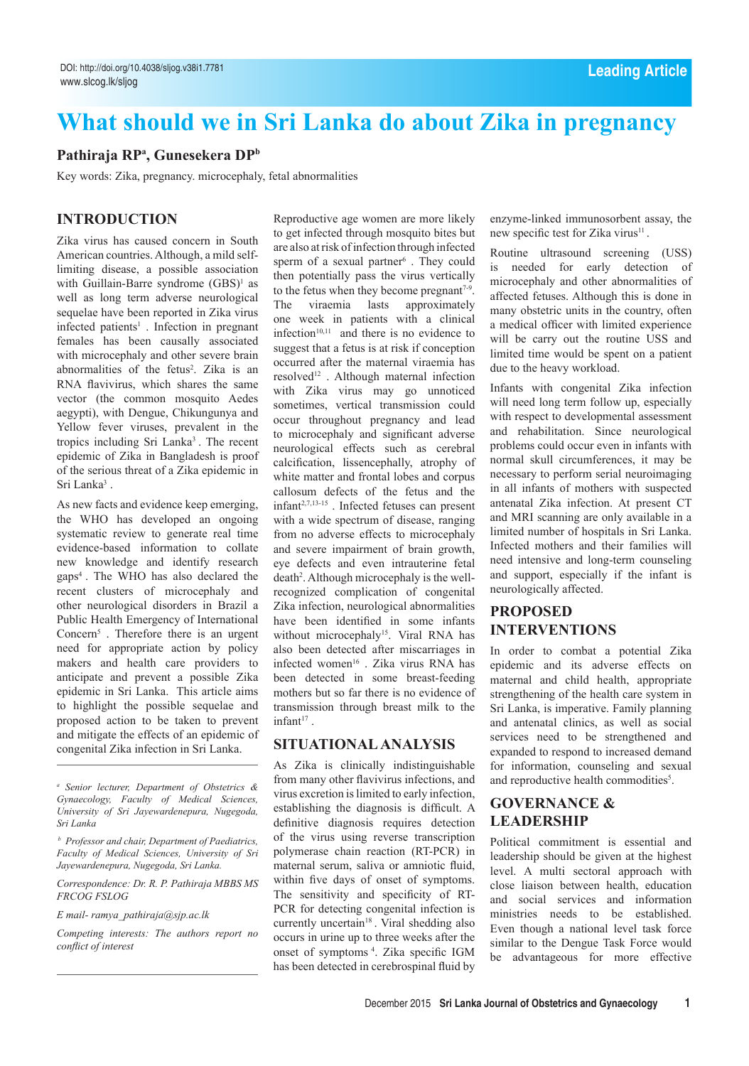DOI: http://doi.org/10.4038/sljog.v38i1.7781
www.slcog.lk/sljog

Leading Article

# What should we in Sri Lanka do about Zika in pregnancy

**Pathiraja RP[a], Gunesekera DP[b]**

Key words: Zika, pregnancy. microcephaly, fetal abnormalities

## INTRODUCTION

Zika virus has caused concern in South American countries. Although, a mild self-limiting disease, a possible association with Guillain-Barre syndrome (GBS)[1] as well as long term adverse neurological sequelae have been reported in Zika virus infected patients[1] . Infection in pregnant females has been causally associated with microcephaly and other severe brain abnormalities of the fetus[2]. Zika is an RNA flavivirus, which shares the same vector (the common mosquito Aedes aegypti), with Dengue, Chikungunya and Yellow fever viruses, prevalent in the tropics including Sri Lanka[3]. The recent epidemic of Zika in Bangladesh is proof of the serious threat of a Zika epidemic in Sri Lanka[3] .

As new facts and evidence keep emerging, the WHO has developed an ongoing systematic review to generate real time evidence-based information to collate new knowledge and identify research gaps[4] . The WHO has also declared the recent clusters of microcephaly and other neurological disorders in Brazil a Public Health Emergency of International Concern[5] . Therefore there is an urgent need for appropriate action by policy makers and health care providers to anticipate and prevent a possible Zika epidemic in Sri Lanka. This article aims to highlight the possible sequelae and proposed action to be taken to prevent and mitigate the effects of an epidemic of congenital Zika infection in Sri Lanka.

*[a] Senior lecturer, Department of Obstetrics & Gynaecology, Faculty of Medical Sciences, University of Sri Jayewardenepura, Nugegoda, Sri Lanka*

*[b] Professor and chair, Department of Paediatrics, Faculty of Medical Sciences, University of Sri Jayewardenepura, Nugegoda, Sri Lanka.*

*Correspondence: Dr. R. P. Pathiraja MBBS MS FRCOG FSLOG*

*E mail- ramya_pathiraja@sjp.ac.lk*

*Competing interests: The authors report no conflict of interest*

Reproductive age women are more likely to get infected through mosquito bites but are also at risk of infection through infected sperm of a sexual partner[6] . They could then potentially pass the virus vertically to the fetus when they become pregnant[7-9]. The viraemia lasts approximately one week in patients with a clinical infection[10,11] and there is no evidence to suggest that a fetus is at risk if conception occurred after the maternal viraemia has resolved[12] . Although maternal infection with Zika virus may go unnoticed sometimes, vertical transmission could occur throughout pregnancy and lead to microcephaly and significant adverse neurological effects such as cerebral calcification, lissencephally, atrophy of white matter and frontal lobes and corpus callosum defects of the fetus and the infant[2,7,13-15] . Infected fetuses can present with a wide spectrum of disease, ranging from no adverse effects to microcephaly and severe impairment of brain growth, eye defects and even intrauterine fetal death[2]. Although microcephaly is the well-recognized complication of congenital Zika infection, neurological abnormalities have been identified in some infants without microcephaly[15]. Viral RNA has also been detected after miscarriages in infected women[16] . Zika virus RNA has been detected in some breast-feeding mothers but so far there is no evidence of transmission through breast milk to the infant[17] .

## SITUATIONAL ANALYSIS

As Zika is clinically indistinguishable from many other flavivirus infections, and virus excretion is limited to early infection, establishing the diagnosis is difficult. A definitive diagnosis requires detection of the virus using reverse transcription polymerase chain reaction (RT-PCR) in maternal serum, saliva or amniotic fluid, within five days of onset of symptoms. The sensitivity and specificity of RT-PCR for detecting congenital infection is currently uncertain[18] . Viral shedding also occurs in urine up to three weeks after the onset of symptoms [4]. Zika specific IGM has been detected in cerebrospinal fluid by enzyme-linked immunosorbent assay, the new specific test for Zika virus[11] .

Routine ultrasound screening (USS) is needed for early detection of microcephaly and other abnormalities of affected fetuses. Although this is done in many obstetric units in the country, often a medical officer with limited experience will be carry out the routine USS and limited time would be spent on a patient due to the heavy workload.

Infants with congenital Zika infection will need long term follow up, especially with respect to developmental assessment and rehabilitation. Since neurological problems could occur even in infants with normal skull circumferences, it may be necessary to perform serial neuroimaging in all infants of mothers with suspected antenatal Zika infection. At present CT and MRI scanning are only available in a limited number of hospitals in Sri Lanka. Infected mothers and their families will need intensive and long-term counseling and support, especially if the infant is neurologically affected.

## PROPOSED INTERVENTIONS

In order to combat a potential Zika epidemic and its adverse effects on maternal and child health, appropriate strengthening of the health care system in Sri Lanka, is imperative. Family planning and antenatal clinics, as well as social services need to be strengthened and expanded to respond to increased demand for information, counseling and sexual and reproductive health commodities[5].

## GOVERNANCE & LEADERSHIP

Political commitment is essential and leadership should be given at the highest level. A multi sectoral approach with close liaison between health, education and social services and information ministries needs to be established. Even though a national level task force similar to the Dengue Task Force would be advantageous for more effective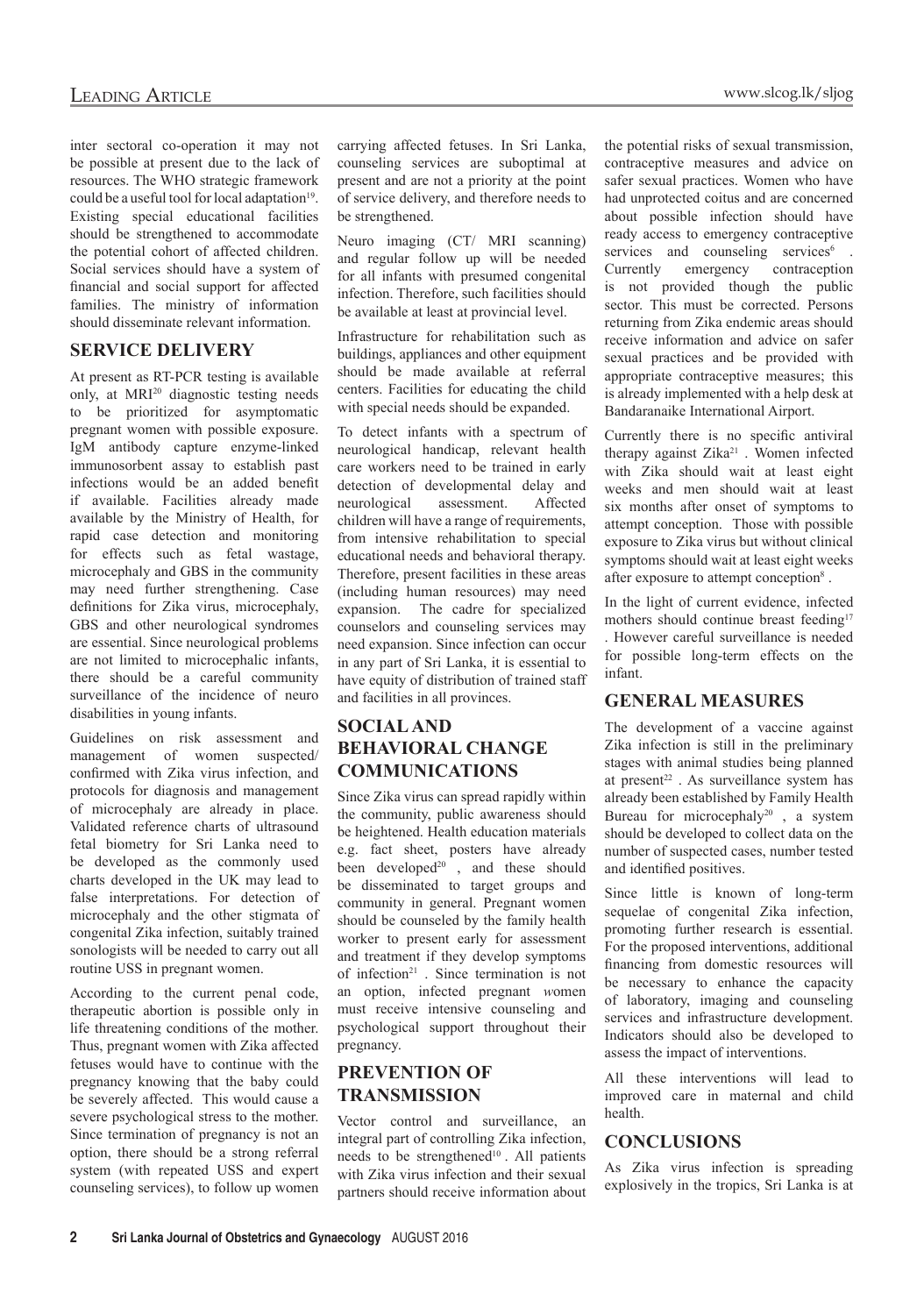inter sectoral co-operation it may not be possible at present due to the lack of resources. The WHO strategic framework could be a useful tool for local adaptation[19]. Existing special educational facilities should be strengthened to accommodate the potential cohort of affected children. Social services should have a system of financial and social support for affected families. The ministry of information should disseminate relevant information.

## SERVICE DELIVERY

At present as RT-PCR testing is available only, at MRI[20] diagnostic testing needs to be prioritized for asymptomatic pregnant women with possible exposure. IgM antibody capture enzyme-linked immunosorbent assay to establish past infections would be an added benefit if available. Facilities already made available by the Ministry of Health, for rapid case detection and monitoring for effects such as fetal wastage, microcephaly and GBS in the community may need further strengthening. Case definitions for Zika virus, microcephaly, GBS and other neurological syndromes are essential. Since neurological problems are not limited to microcephalic infants, there should be a careful community surveillance of the incidence of neuro disabilities in young infants.

Guidelines on risk assessment and management of women suspected/ confirmed with Zika virus infection, and protocols for diagnosis and management of microcephaly are already in place. Validated reference charts of ultrasound fetal biometry for Sri Lanka need to be developed as the commonly used charts developed in the UK may lead to false interpretations. For detection of microcephaly and the other stigmata of congenital Zika infection, suitably trained sonologists will be needed to carry out all routine USS in pregnant women.

According to the current penal code, therapeutic abortion is possible only in life threatening conditions of the mother. Thus, pregnant women with Zika affected fetuses would have to continue with the pregnancy knowing that the baby could be severely affected. This would cause a severe psychological stress to the mother. Since termination of pregnancy is not an option, there should be a strong referral system (with repeated USS and expert counseling services), to follow up women carrying affected fetuses. In Sri Lanka, counseling services are suboptimal at present and are not a priority at the point of service delivery, and therefore needs to be strengthened.

Neuro imaging (CT/ MRI scanning) and regular follow up will be needed for all infants with presumed congenital infection. Therefore, such facilities should be available at least at provincial level.

Infrastructure for rehabilitation such as buildings, appliances and other equipment should be made available at referral centers. Facilities for educating the child with special needs should be expanded.

To detect infants with a spectrum of neurological handicap, relevant health care workers need to be trained in early detection of developmental delay and neurological assessment. Affected children will have a range of requirements, from intensive rehabilitation to special educational needs and behavioral therapy. Therefore, present facilities in these areas (including human resources) may need expansion. The cadre for specialized counselors and counseling services may need expansion. Since infection can occur in any part of Sri Lanka, it is essential to have equity of distribution of trained staff and facilities in all provinces.

## SOCIAL AND BEHAVIORAL CHANGE COMMUNICATIONS

Since Zika virus can spread rapidly within the community, public awareness should be heightened. Health education materials e.g. fact sheet, posters have already been developed[20], and these should be disseminated to target groups and community in general. Pregnant women should be counseled by the family health worker to present early for assessment and treatment if they develop symptoms of infection[21]. Since termination is not an option, infected pregnant women must receive intensive counseling and psychological support throughout their pregnancy.

## PREVENTION OF TRANSMISSION

Vector control and surveillance, an integral part of controlling Zika infection, needs to be strengthened[10]. All patients with Zika virus infection and their sexual partners should receive information about the potential risks of sexual transmission, contraceptive measures and advice on safer sexual practices. Women who have had unprotected coitus and are concerned about possible infection should have ready access to emergency contraceptive services and counseling services[6]. Currently emergency contraception is not provided though the public sector. This must be corrected. Persons returning from Zika endemic areas should receive information and advice on safer sexual practices and be provided with appropriate contraceptive measures; this is already implemented with a help desk at Bandaranaike International Airport.

Currently there is no specific antiviral therapy against Zika[21]. Women infected with Zika should wait at least eight weeks and men should wait at least six months after onset of symptoms to attempt conception. Those with possible exposure to Zika virus but without clinical symptoms should wait at least eight weeks after exposure to attempt conception[8].

In the light of current evidence, infected mothers should continue breast feeding[17]. However careful surveillance is needed for possible long-term effects on the infant.

## GENERAL MEASURES

The development of a vaccine against Zika infection is still in the preliminary stages with animal studies being planned at present[22]. As surveillance system has already been established by Family Health Bureau for microcephaly[20], a system should be developed to collect data on the number of suspected cases, number tested and identified positives.

Since little is known of long-term sequelae of congenital Zika infection, promoting further research is essential. For the proposed interventions, additional financing from domestic resources will be necessary to enhance the capacity of laboratory, imaging and counseling services and infrastructure development. Indicators should also be developed to assess the impact of interventions.

All these interventions will lead to improved care in maternal and child health.

## CONCLUSIONS

As Zika virus infection is spreading explosively in the tropics, Sri Lanka is at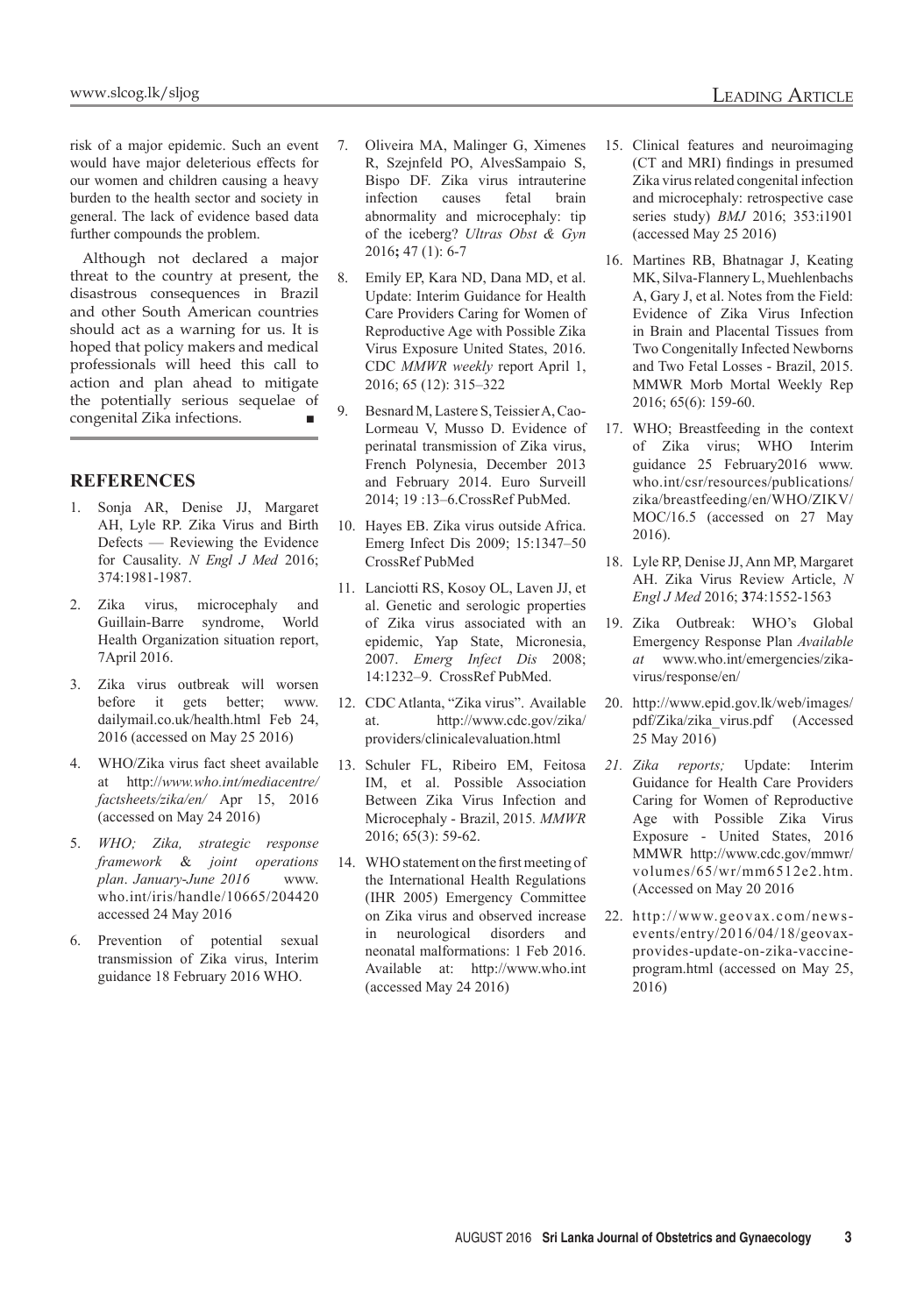risk of a major epidemic. Such an event would have major deleterious effects for our women and children causing a heavy burden to the health sector and society in general. The lack of evidence based data further compounds the problem.

Although not declared a major threat to the country at present, the disastrous consequences in Brazil and other South American countries should act as a warning for us. It is hoped that policy makers and medical professionals will heed this call to action and plan ahead to mitigate the potentially serious sequelae of congenital Zika infections. ■

## REFERENCES

1. Sonja AR, Denise JJ, Margaret AH, Lyle RP. Zika Virus and Birth Defects — Reviewing the Evidence for Causality. *N Engl J Med* 2016; 374:1981-1987.
2. Zika virus, microcephaly and Guillain-Barre syndrome, World Health Organization situation report, 7April 2016.
3. Zika virus outbreak will worsen before it gets better; www.dailymail.co.uk/health.html Feb 24, 2016 (accessed on May 25 2016)
4. WHO/Zika virus fact sheet available at http://*www.who.int/mediacentre/factsheets/zika/en/* Apr 15, 2016 (accessed on May 24 2016)
5. *WHO; Zika, strategic response framework & joint operations plan*. *January-June 2016* www.who.int/iris/handle/10665/204420 accessed 24 May 2016
6. Prevention of potential sexual transmission of Zika virus, Interim guidance 18 February 2016 WHO.
7. Oliveira MA, Malinger G, Ximenes R, Szejnfeld PO, AlvesSampaio S, Bispo DF. Zika virus intrauterine infection causes fetal brain abnormality and microcephaly: tip of the iceberg? *Ultras Obst & Gyn* 2016**;** 47 (1): 6-7
8. Emily EP, Kara ND, Dana MD, et al. Update: Interim Guidance for Health Care Providers Caring for Women of Reproductive Age with Possible Zika Virus Exposure United States, 2016. CDC *MMWR weekly* report April 1, 2016; 65 (12): 315–322
9. Besnard M, Lastere S, Teissier A, Cao-Lormeau V, Musso D. Evidence of perinatal transmission of Zika virus, French Polynesia, December 2013 and February 2014. Euro Surveill 2014; 19 :13–6.CrossRef PubMed.
10. Hayes EB. Zika virus outside Africa. Emerg Infect Dis 2009; 15:1347–50 CrossRef PubMed
11. Lanciotti RS, Kosoy OL, Laven JJ, et al. Genetic and serologic properties of Zika virus associated with an epidemic, Yap State, Micronesia, 2007. *Emerg Infect Dis* 2008; 14:1232–9. CrossRef PubMed.
12. CDC Atlanta, "Zika virus". Available at. http://www.cdc.gov/zika/providers/clinicalevaluation.html
13. Schuler FL, Ribeiro EM, Feitosa IM, et al. Possible Association Between Zika Virus Infection and Microcephaly - Brazil, 2015*. MMWR* 2016; 65(3): 59-62.
14. WHO statement on the first meeting of the International Health Regulations (IHR 2005) Emergency Committee on Zika virus and observed increase in neurological disorders and neonatal malformations: 1 Feb 2016. Available at: http://www.who.int (accessed May 24 2016)
15. Clinical features and neuroimaging (CT and MRI) findings in presumed Zika virus related congenital infection and microcephaly: retrospective case series study) *BMJ* 2016; 353:i1901 (accessed May 25 2016)
16. Martines RB, Bhatnagar J, Keating MK, Silva-Flannery L, Muehlenbachs A, Gary J, et al. Notes from the Field: Evidence of Zika Virus Infection in Brain and Placental Tissues from Two Congenitally Infected Newborns and Two Fetal Losses - Brazil, 2015. MMWR Morb Mortal Weekly Rep 2016; 65(6): 159-60.
17. WHO; Breastfeeding in the context of Zika virus; WHO Interim guidance 25 February2016 www.who.int/csr/resources/publications/zika/breastfeeding/en/WHO/ZIKV/MOC/16.5 (accessed on 27 May 2016).
18. Lyle RP, Denise JJ, Ann MP, Margaret AH. Zika Virus Review Article, *N Engl J Med* 2016; **3**74:1552-1563
19. Zika Outbreak: WHO's Global Emergency Response Plan *Available at* www.who.int/emergencies/zika-virus/response/en/
20. http://www.epid.gov.lk/web/images/pdf/Zika/zika_virus.pdf (Accessed 25 May 2016)
21. *Zika reports;* Update: Interim Guidance for Health Care Providers Caring for Women of Reproductive Age with Possible Zika Virus Exposure - United States, 2016 MMWR http://www.cdc.gov/mmwr/volumes/65/wr/mm6512e2.htm. (Accessed on May 20 2016
22. http://www.geovax.com/news-events/entry/2016/04/18/geovax-provides-update-on-zika-vaccine-program.html (accessed on May 25, 2016)